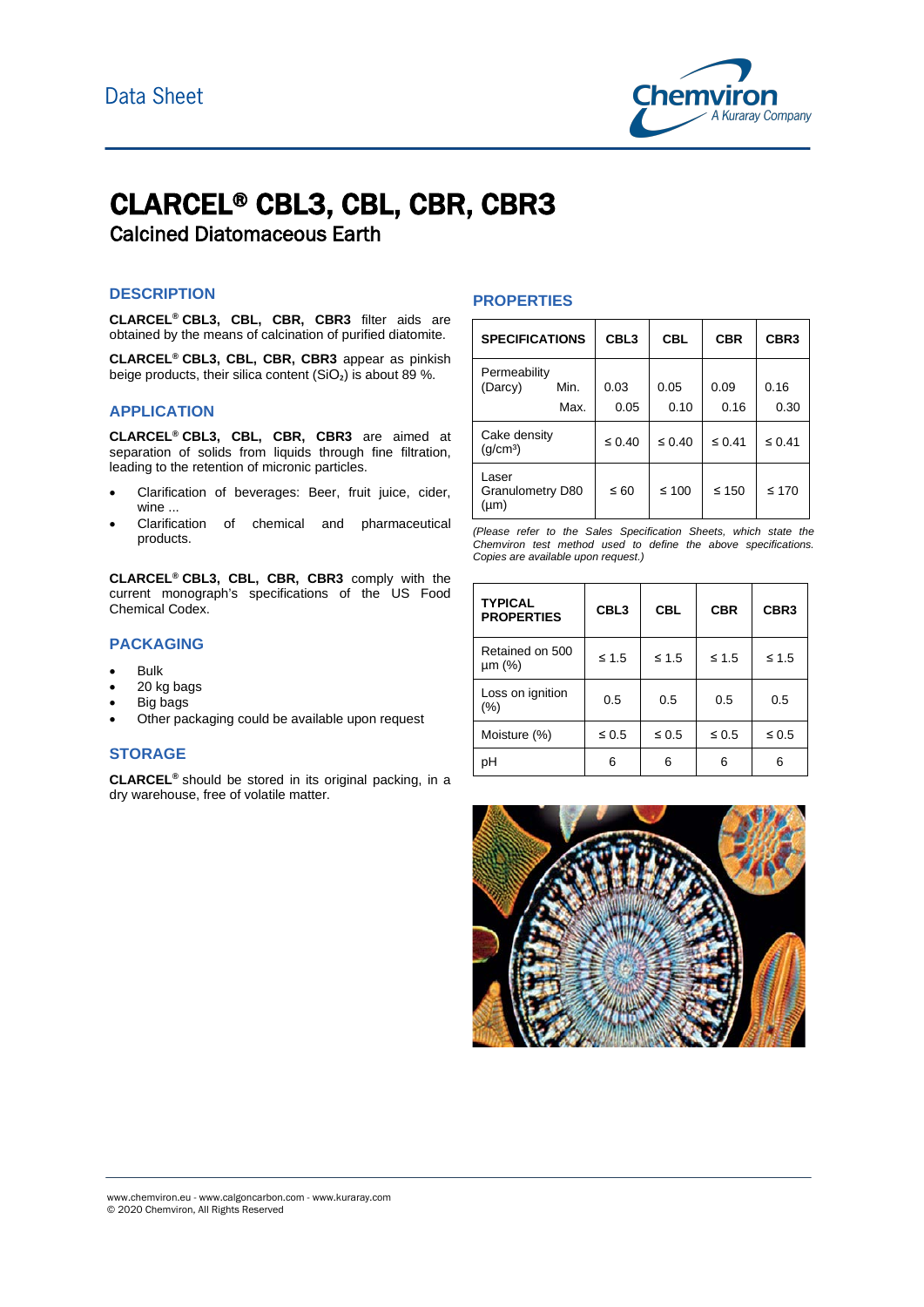Data Sheet

# CLARCEL® CBL3, CBL, CBR, CBR3

## Calcined Diatomaceous Earth

### DESCRIPTION

**CLARCEL® CBL3, CBL, CBR, CBR3** filter aids are obtained by the means of calcination of purified diatomite.

**CLARCEL® CBL3, CBL, CBR, CBR3** appear as pinkish beige products, their silica content ($SiO_2$) is about 89 %.

### APPLICATION

**CLARCEL® CBL3, CBL, CBR, CBR3** are aimed at separation of solids from liquids through fine filtration, leading to the retention of micronic particles.

- Clarification of beverages: Beer, fruit juice, cider, wine ...
- Clarification of chemical and pharmaceutical products.

**CLARCEL® CBL3, CBL, CBR, CBR3** comply with the current monograph's specifications of the US Food Chemical Codex.

### PACKAGING

- Bulk
- 20 kg bags
- Big bags
- Other packaging could be available upon request

### STORAGE

**CLARCEL®** should be stored in its original packing, in a dry warehouse, free of volatile matter.

### PROPERTIES

| SPECIFICATIONS | CBL3 | CBL | CBR | CBR3 |
|---|---|---|---|---|
| Permeability (Darcy) Min. | 0.03 | 0.05 | 0.09 | 0.16 |
| Permeability (Darcy) Max. | 0.05 | 0.10 | 0.16 | 0.30 |
| Cake density (g/cm³) | ≤ 0.40 | ≤ 0.40 | ≤ 0.41 | ≤ 0.41 |
| Laser Granulometry D80 (µm) | ≤ 60 | ≤ 100 | ≤ 150 | ≤ 170 |

*(Please refer to the Sales Specification Sheets, which state the Chemviron test method used to define the above specifications. Copies are available upon request.)*

| TYPICAL PROPERTIES | CBL3 | CBL | CBR | CBR3 |
|---|---|---|---|---|
| Retained on 500 µm (%) | ≤ 1.5 | ≤ 1.5 | ≤ 1.5 | ≤ 1.5 |
| Loss on ignition (%) | 0.5 | 0.5 | 0.5 | 0.5 |
| Moisture (%) | ≤ 0.5 | ≤ 0.5 | ≤ 0.5 | ≤ 0.5 |
| pH | 6 | 6 | 6 | 6 |

www.chemviron.eu - www.calgoncarbon.com - www.kuraray.com
© 2020 Chemviron, All Rights Reserved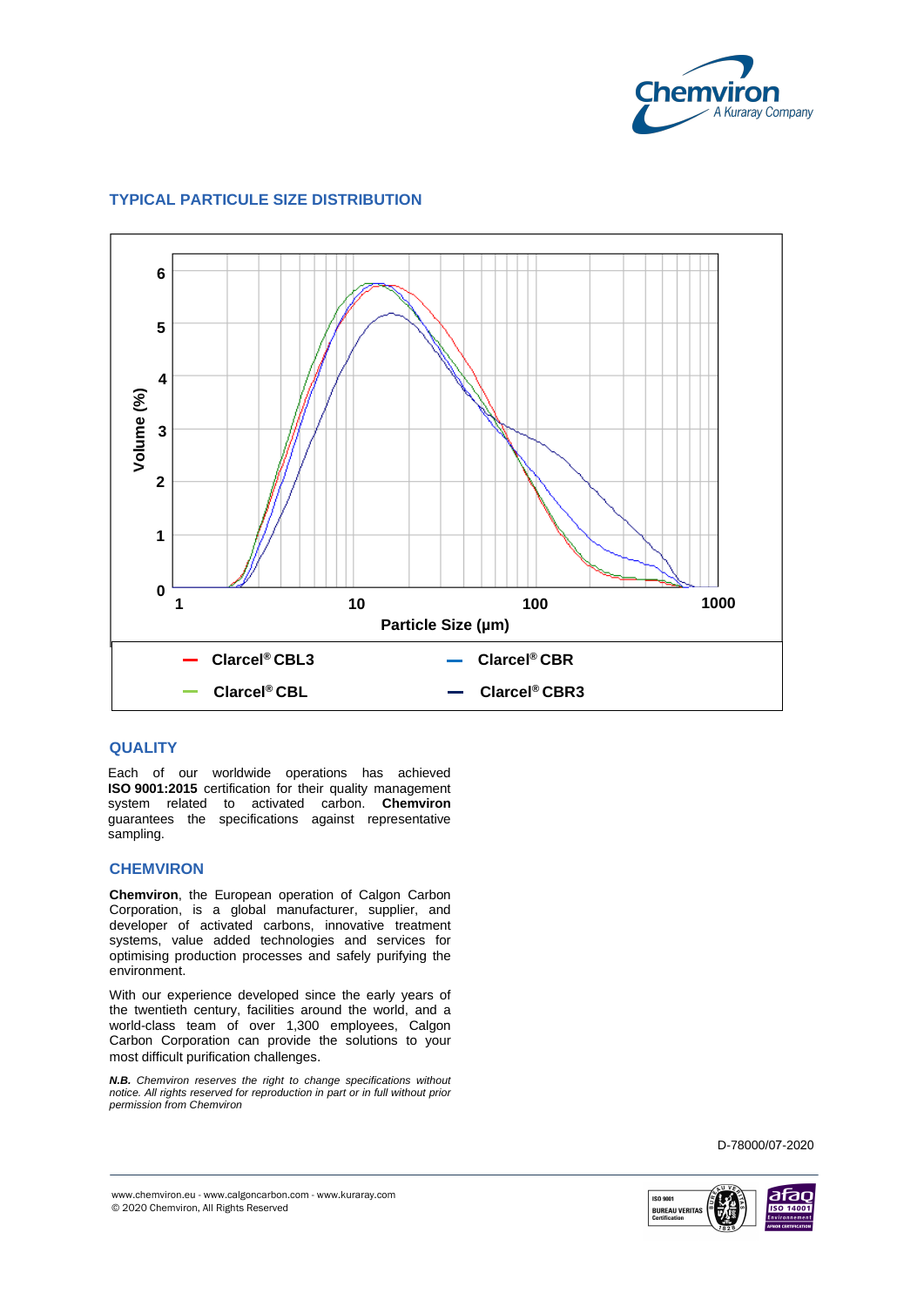## TYPICAL PARTICULE SIZE DISTRIBUTION

Volume (%)

6
5
4
3
2
1
0

1
10
100
1000

Particle Size (µm)

Clarcel® CBL3
Clarcel® CBR
Clarcel® CBL
Clarcel® CBR3

## QUALITY

Each of our worldwide operations has achieved **ISO 9001:2015** certification for their quality management system related to activated carbon. **Chemviron** guarantees the specifications against representative sampling.

## CHEMVIRON

**Chemviron**, the European operation of Calgon Carbon Corporation, is a global manufacturer, supplier, and developer of activated carbons, innovative treatment systems, value added technologies and services for optimising production processes and safely purifying the environment.

With our experience developed since the early years of the twentieth century, facilities around the world, and a world-class team of over 1,300 employees, Calgon Carbon Corporation can provide the solutions to your most difficult purification challenges.

***N.B.*** *Chemviron reserves the right to change specifications without notice. All rights reserved for reproduction in part or in full without prior permission from Chemviron*

D-78000/07-2020

www.chemviron.eu - www.calgoncarbon.com - www.kuraray.com
© 2020 Chemviron, All Rights Reserved